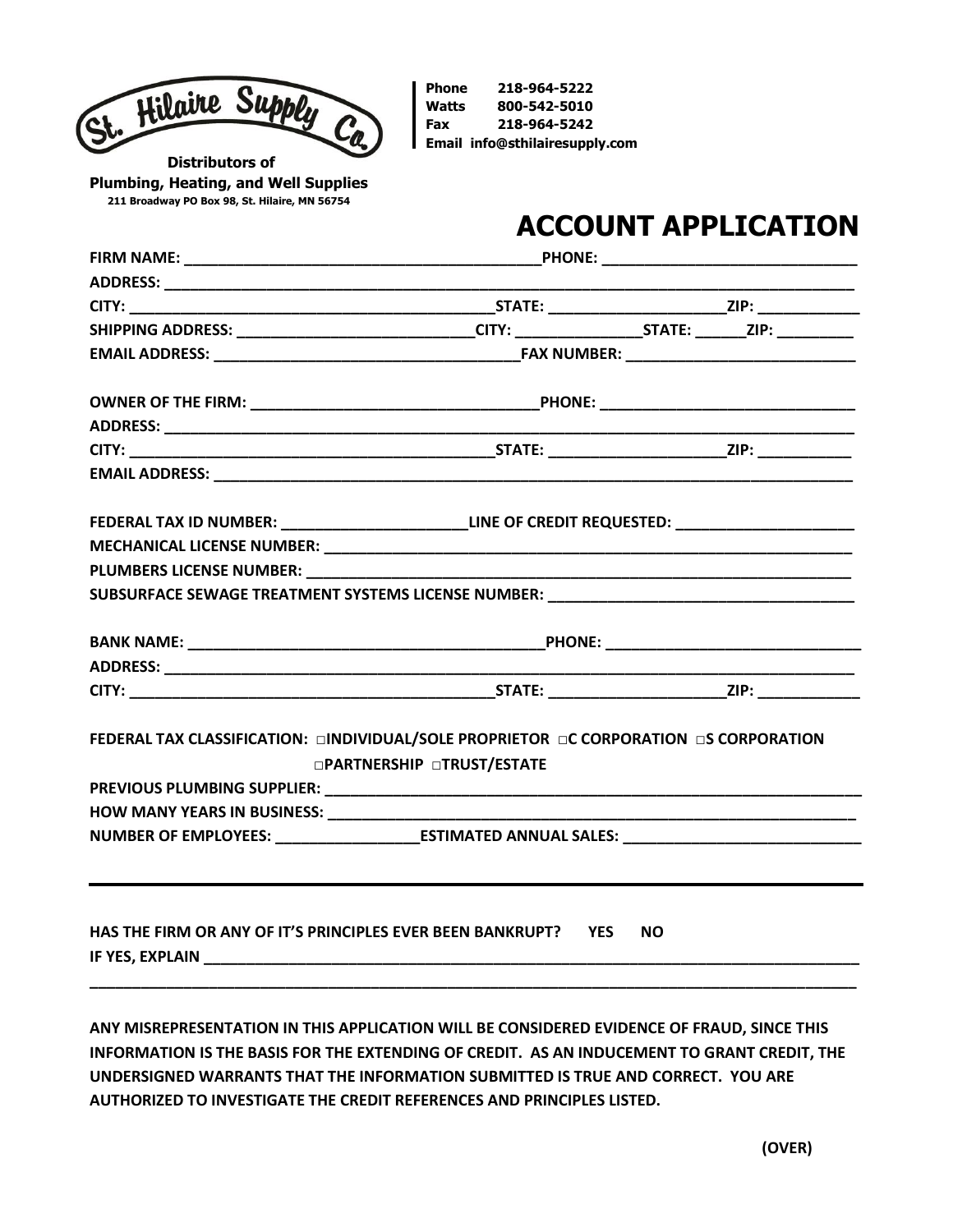St. Hilaire Supply Co.

**Distributors of Plumbing, Heating, and Well Supplies**
211 Broadway PO Box 98, St. Hilaire, MN 56754

**Phone** 218-964-5222
**Watts** 800-542-5010
**Fax** 218-964-5242
**Email** info@sthilairesupply.com

# ACCOUNT APPLICATION

**FIRM NAME:** ________________________________________ **PHONE:** ____________________________

**ADDRESS:** ____________________________________________________________________________________

**CITY:** ____________________________________________ **STATE:** ____________________ **ZIP:** ____________

**SHIPPING ADDRESS:** ____________________________ **CITY:** _______________ **STATE:** ______ **ZIP:** _________

**EMAIL ADDRESS:** ____________________________________ **FAX NUMBER:** ___________________________

**OWNER OF THE FIRM:** _________________________________ **PHONE:** _____________________________

**ADDRESS:** ____________________________________________________________________________________

**CITY:** ____________________________________________ **STATE:** _____________________ **ZIP:** ___________

**EMAIL ADDRESS:** ______________________________________________________________________________

**FEDERAL TAX ID NUMBER:** ______________________ **LINE OF CREDIT REQUESTED:** _____________________

**MECHANICAL LICENSE NUMBER:** __________________________________________________________________

**PLUMBERS LICENSE NUMBER:** ____________________________________________________________________

**SUBSURFACE SEWAGE TREATMENT SYSTEMS LICENSE NUMBER:** ___________________________________

**BANK NAME:** __________________________________________ **PHONE:** ______________________________

**ADDRESS:** ____________________________________________________________________________________

**CITY:** ____________________________________________ **STATE:** _____________________ **ZIP:** ____________

**FEDERAL TAX CLASSIFICATION:** □INDIVIDUAL/SOLE PROPRIETOR □C CORPORATION □S CORPORATION □PARTNERSHIP □TRUST/ESTATE

**PREVIOUS PLUMBING SUPPLIER:** _________________________________________________________________

**HOW MANY YEARS IN BUSINESS:** ________________________________________________________________

**NUMBER OF EMPLOYEES:** _________________ **ESTIMATED ANNUAL SALES:** ____________________________

---

**HAS THE FIRM OR ANY OF IT'S PRINCIPLES EVER BEEN BANKRUPT? YES NO**

**IF YES, EXPLAIN** ______________________________________________________________________________

_____________________________________________________________________________________________

**ANY MISREPRESENTATION IN THIS APPLICATION WILL BE CONSIDERED EVIDENCE OF FRAUD, SINCE THIS INFORMATION IS THE BASIS FOR THE EXTENDING OF CREDIT. AS AN INDUCEMENT TO GRANT CREDIT, THE UNDERSIGNED WARRANTS THAT THE INFORMATION SUBMITTED IS TRUE AND CORRECT. YOU ARE AUTHORIZED TO INVESTIGATE THE CREDIT REFERENCES AND PRINCIPLES LISTED.**

**(OVER)**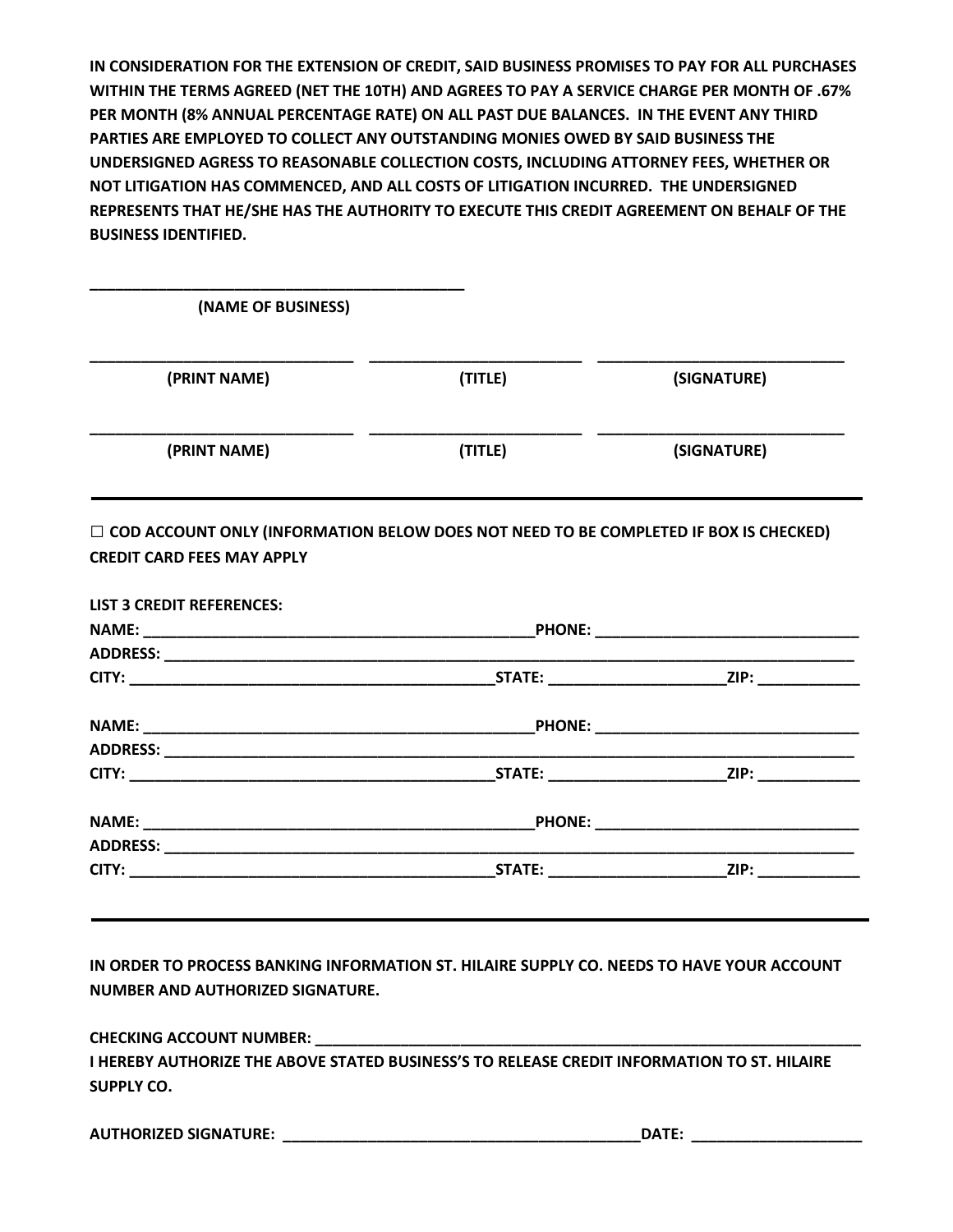**IN CONSIDERATION FOR THE EXTENSION OF CREDIT, SAID BUSINESS PROMISES TO PAY FOR ALL PURCHASES WITHIN THE TERMS AGREED (NET THE 10TH) AND AGREES TO PAY A SERVICE CHARGE PER MONTH OF .67% PER MONTH (8% ANNUAL PERCENTAGE RATE) ON ALL PAST DUE BALANCES. IN THE EVENT ANY THIRD PARTIES ARE EMPLOYED TO COLLECT ANY OUTSTANDING MONIES OWED BY SAID BUSINESS THE UNDERSIGNED AGRESS TO REASONABLE COLLECTION COSTS, INCLUDING ATTORNEY FEES, WHETHER OR NOT LITIGATION HAS COMMENCED, AND ALL COSTS OF LITIGATION INCURRED. THE UNDERSIGNED REPRESENTS THAT HE/SHE HAS THE AUTHORITY TO EXECUTE THIS CREDIT AGREEMENT ON BEHALF OF THE BUSINESS IDENTIFIED.**

_____________________________________________
**(NAME OF BUSINESS)**

| | | |
|---|---|---|
| _______________________________ | _________________________ | _____________________________ |
| **(PRINT NAME)** | **(TITLE)** | **(SIGNATURE)** |
| _______________________________ | _________________________ | _____________________________ |
| **(PRINT NAME)** | **(TITLE)** | **(SIGNATURE)** |

---

**☐ COD ACCOUNT ONLY (INFORMATION BELOW DOES NOT NEED TO BE COMPLETED IF BOX IS CHECKED) CREDIT CARD FEES MAY APPLY**

**LIST 3 CREDIT REFERENCES:**

**NAME:** _______________________________________________**PHONE:** _______________________________
**ADDRESS:** ______________________________________________________________________________________
**CITY:** ___________________________________________**STATE:** _____________________**ZIP:** ____________

**NAME:** _______________________________________________**PHONE:** _______________________________
**ADDRESS:** ______________________________________________________________________________________
**CITY:** ___________________________________________**STATE:** _____________________**ZIP:** ____________

**NAME:** _______________________________________________**PHONE:** _______________________________
**ADDRESS:** ______________________________________________________________________________________
**CITY:** ___________________________________________**STATE:** _____________________**ZIP:** ____________

---

**IN ORDER TO PROCESS BANKING INFORMATION ST. HILAIRE SUPPLY CO. NEEDS TO HAVE YOUR ACCOUNT NUMBER AND AUTHORIZED SIGNATURE.**

**CHECKING ACCOUNT NUMBER:** ___________________________________________________________________
**I HEREBY AUTHORIZE THE ABOVE STATED BUSINESS'S TO RELEASE CREDIT INFORMATION TO ST. HILAIRE SUPPLY CO.**

**AUTHORIZED SIGNATURE:** ___________________________________________**DATE:** ____________________